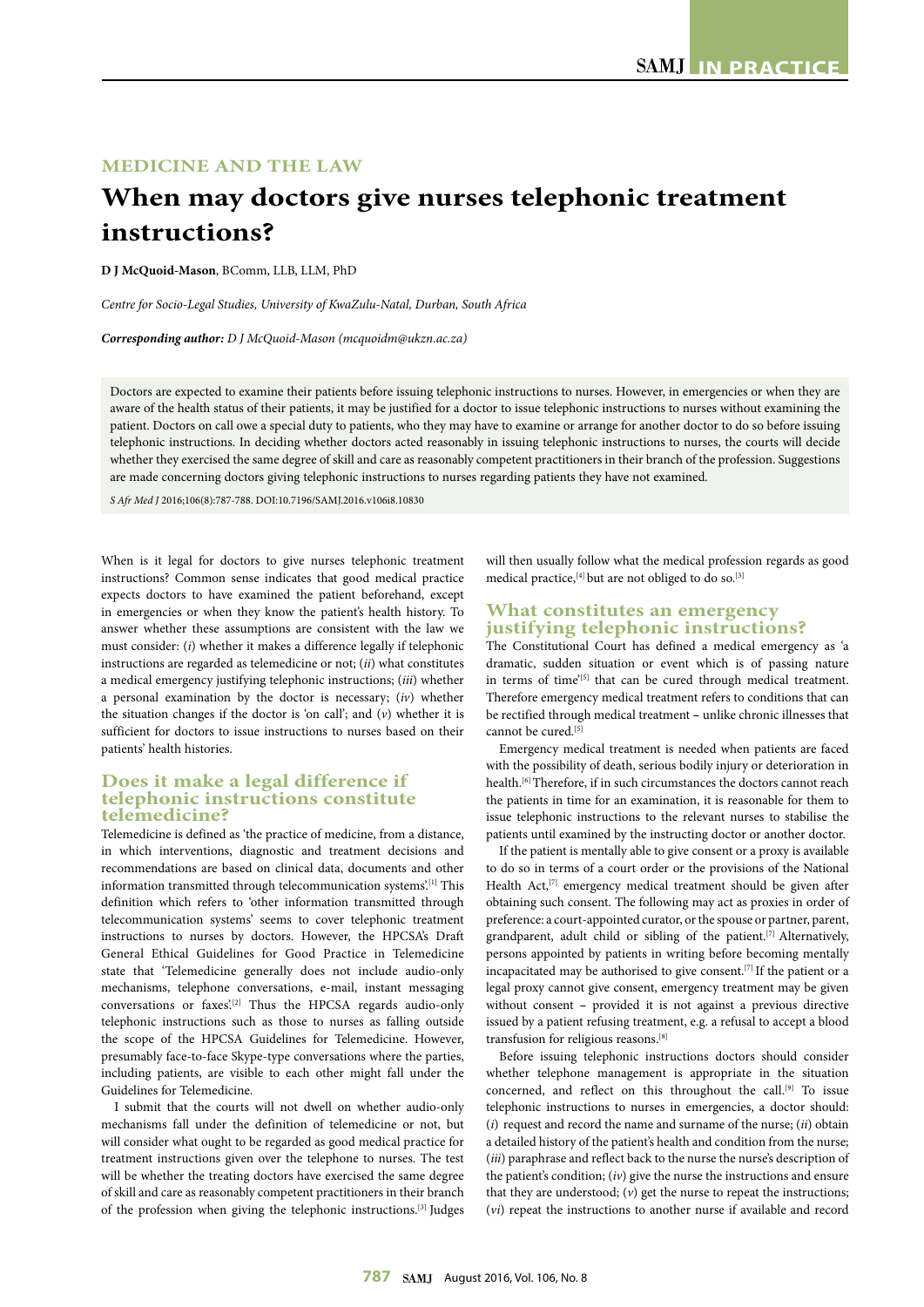MEDICINE AND THE LAW

# When may doctors give nurses telephonic treatment instructions?

**D J McQuoid-Mason**, BComm, LLB, LLM, PhD

*Centre for Socio-Legal Studies, University of KwaZulu-Natal, Durban, South Africa*

***Corresponding author:** D J McQuoid-Mason (mcquoidm@ukzn.ac.za)*

Doctors are expected to examine their patients before issuing telephonic instructions to nurses. However, in emergencies or when they are aware of the health status of their patients, it may be justified for a doctor to issue telephonic instructions to nurses without examining the patient. Doctors on call owe a special duty to patients, who they may have to examine or arrange for another doctor to do so before issuing telephonic instructions. In deciding whether doctors acted reasonably in issuing telephonic instructions to nurses, the courts will decide whether they exercised the same degree of skill and care as reasonably competent practitioners in their branch of the profession. Suggestions are made concerning doctors giving telephonic instructions to nurses regarding patients they have not examined.

*S Afr Med J* 2016;106(8):787-788. DOI:10.7196/SAMJ.2016.v106i8.10830

When is it legal for doctors to give nurses telephonic treatment instructions? Common sense indicates that good medical practice expects doctors to have examined the patient beforehand, except in emergencies or when they know the patient's health history. To answer whether these assumptions are consistent with the law we must consider: (*i*) whether it makes a difference legally if telephonic instructions are regarded as telemedicine or not; (*ii*) what constitutes a medical emergency justifying telephonic instructions; (*iii*) whether a personal examination by the doctor is necessary; (*iv*) whether the situation changes if the doctor is 'on call'; and (*v*) whether it is sufficient for doctors to issue instructions to nurses based on their patients' health histories.

## Does it make a legal difference if telephonic instructions constitute telemedicine?

Telemedicine is defined as 'the practice of medicine, from a distance, in which interventions, diagnostic and treatment decisions and recommendations are based on clinical data, documents and other information transmitted through telecommunication systems'.[1] This definition which refers to 'other information transmitted through telecommunication systems' seems to cover telephonic treatment instructions to nurses by doctors. However, the HPCSA's Draft General Ethical Guidelines for Good Practice in Telemedicine state that 'Telemedicine generally does not include audio-only mechanisms, telephone conversations, e-mail, instant messaging conversations or faxes'.[2] Thus the HPCSA regards audio-only telephonic instructions such as those to nurses as falling outside the scope of the HPCSA Guidelines for Telemedicine. However, presumably face-to-face Skype-type conversations where the parties, including patients, are visible to each other might fall under the Guidelines for Telemedicine.

I submit that the courts will not dwell on whether audio-only mechanisms fall under the definition of telemedicine or not, but will consider what ought to be regarded as good medical practice for treatment instructions given over the telephone to nurses. The test will be whether the treating doctors have exercised the same degree of skill and care as reasonably competent practitioners in their branch of the profession when giving the telephonic instructions.[3] Judges will then usually follow what the medical profession regards as good medical practice,[4] but are not obliged to do so.[3]

## What constitutes an emergency justifying telephonic instructions?

The Constitutional Court has defined a medical emergency as 'a dramatic, sudden situation or event which is of passing nature in terms of time'[5] that can be cured through medical treatment. Therefore emergency medical treatment refers to conditions that can be rectified through medical treatment – unlike chronic illnesses that cannot be cured.[5]

Emergency medical treatment is needed when patients are faced with the possibility of death, serious bodily injury or deterioration in health.[6] Therefore, if in such circumstances the doctors cannot reach the patients in time for an examination, it is reasonable for them to issue telephonic instructions to the relevant nurses to stabilise the patients until examined by the instructing doctor or another doctor.

If the patient is mentally able to give consent or a proxy is available to do so in terms of a court order or the provisions of the National Health Act,[7] emergency medical treatment should be given after obtaining such consent. The following may act as proxies in order of preference: a court-appointed curator, or the spouse or partner, parent, grandparent, adult child or sibling of the patient.[7] Alternatively, persons appointed by patients in writing before becoming mentally incapacitated may be authorised to give consent.[7] If the patient or a legal proxy cannot give consent, emergency treatment may be given without consent – provided it is not against a previous directive issued by a patient refusing treatment, e.g. a refusal to accept a blood transfusion for religious reasons.[8]

Before issuing telephonic instructions doctors should consider whether telephone management is appropriate in the situation concerned, and reflect on this throughout the call.[9] To issue telephonic instructions to nurses in emergencies, a doctor should: (*i*) request and record the name and surname of the nurse; (*ii*) obtain a detailed history of the patient's health and condition from the nurse; (*iii*) paraphrase and reflect back to the nurse the nurse's description of the patient's condition; (*iv*) give the nurse the instructions and ensure that they are understood; (*v*) get the nurse to repeat the instructions; (*vi*) repeat the instructions to another nurse if available and record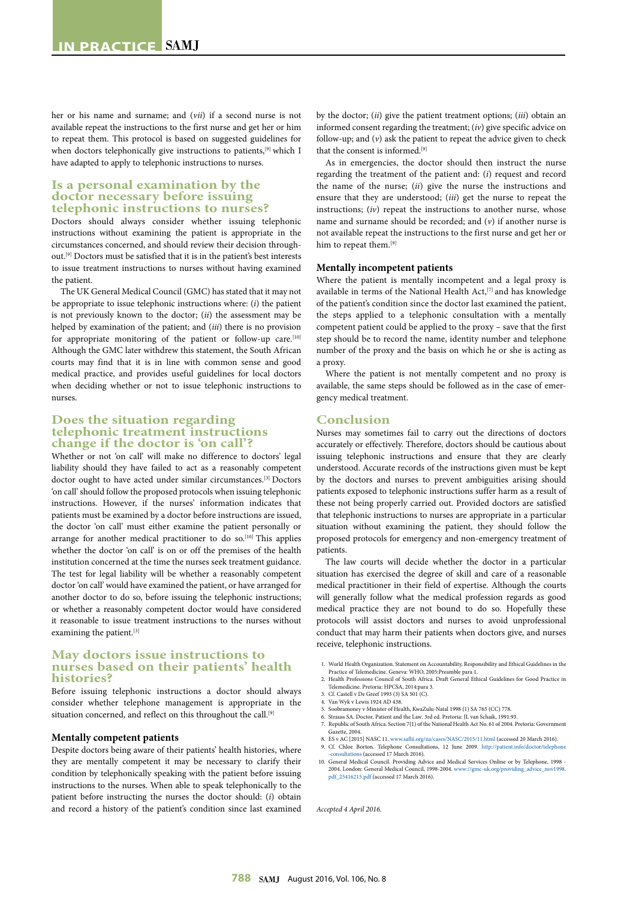her or his name and surname; and (*vii*) if a second nurse is not available repeat the instructions to the first nurse and get her or him to repeat them. This protocol is based on suggested guidelines for when doctors telephonically give instructions to patients,[9] which I have adapted to apply to telephonic instructions to nurses.

## Is a personal examination by the doctor necessary before issuing telephonic instructions to nurses?

Doctors should always consider whether issuing telephonic instructions without examining the patient is appropriate in the circumstances concerned, and should review their decision throughout.[9] Doctors must be satisfied that it is in the patient's best interests to issue treatment instructions to nurses without having examined the patient.

The UK General Medical Council (GMC) has stated that it may not be appropriate to issue telephonic instructions where: (*i*) the patient is not previously known to the doctor; (*ii*) the assessment may be helped by examination of the patient; and (*iii*) there is no provision for appropriate monitoring of the patient or follow-up care.[10] Although the GMC later withdrew this statement, the South African courts may find that it is in line with common sense and good medical practice, and provides useful guidelines for local doctors when deciding whether or not to issue telephonic instructions to nurses.

## Does the situation regarding telephonic treatment instructions change if the doctor is 'on call'?

Whether or not 'on call' will make no difference to doctors' legal liability should they have failed to act as a reasonably competent doctor ought to have acted under similar circumstances.[3] Doctors 'on call' should follow the proposed protocols when issuing telephonic instructions. However, if the nurses' information indicates that patients must be examined by a doctor before instructions are issued, the doctor 'on call' must either examine the patient personally or arrange for another medical practitioner to do so.[10] This applies whether the doctor 'on call' is on or off the premises of the health institution concerned at the time the nurses seek treatment guidance. The test for legal liability will be whether a reasonably competent doctor 'on call' would have examined the patient, or have arranged for another doctor to do so, before issuing the telephonic instructions; or whether a reasonably competent doctor would have considered it reasonable to issue treatment instructions to the nurses without examining the patient.[3]

## May doctors issue instructions to nurses based on their patients' health histories?

Before issuing telephonic instructions a doctor should always consider whether telephone management is appropriate in the situation concerned, and reflect on this throughout the call.[9]

### Mentally competent patients

Despite doctors being aware of their patients' health histories, where they are mentally competent it may be necessary to clarify their condition by telephonically speaking with the patient before issuing instructions to the nurses. When able to speak telephonically to the patient before instructing the nurses the doctor should: (*i*) obtain and record a history of the patient's condition since last examined by the doctor; (*ii*) give the patient treatment options; (*iii*) obtain an informed consent regarding the treatment; (*iv*) give specific advice on follow-up; and (*v*) ask the patient to repeat the advice given to check that the consent is informed.[9]

As in emergencies, the doctor should then instruct the nurse regarding the treatment of the patient and: (*i*) request and record the name of the nurse; (*ii*) give the nurse the instructions and ensure that they are understood; (*iii*) get the nurse to repeat the instructions; (*iv*) repeat the instructions to another nurse, whose name and surname should be recorded; and (*v*) if another nurse is not available repeat the instructions to the first nurse and get her or him to repeat them.[9]

### Mentally incompetent patients

Where the patient is mentally incompetent and a legal proxy is available in terms of the National Health Act,[7] and has knowledge of the patient's condition since the doctor last examined the patient, the steps applied to a telephonic consultation with a mentally competent patient could be applied to the proxy – save that the first step should be to record the name, identity number and telephone number of the proxy and the basis on which he or she is acting as a proxy.

Where the patient is not mentally competent and no proxy is available, the same steps should be followed as in the case of emergency medical treatment.

## Conclusion

Nurses may sometimes fail to carry out the directions of doctors accurately or effectively. Therefore, doctors should be cautious about issuing telephonic instructions and ensure that they are clearly understood. Accurate records of the instructions given must be kept by the doctors and nurses to prevent ambiguities arising should patients exposed to telephonic instructions suffer harm as a result of these not being properly carried out. Provided doctors are satisfied that telephonic instructions to nurses are appropriate in a particular situation without examining the patient, they should follow the proposed protocols for emergency and non-emergency treatment of patients.

The law courts will decide whether the doctor in a particular situation has exercised the degree of skill and care of a reasonable medical practitioner in their field of expertise. Although the courts will generally follow what the medical profession regards as good medical practice they are not bound to do so. Hopefully these protocols will assist doctors and nurses to avoid unprofessional conduct that may harm their patients when doctors give, and nurses receive, telephonic instructions.

1. World Health Organization. Statement on Accountability, Responsibility and Ethical Guidelines in the Practice of Telemedicine. Geneva: WHO, 2005:Preamble para 1.
2. Health Professions Council of South Africa. Draft General Ethical Guidelines for Good Practice in Telemedicine. Pretoria: HPCSA, 2014:para 3.
3. Cf. Castell v De Greef 1993 (3) SA 501 (C).
4. Van Wyk v Lewis 1924 AD 438.
5. Soobramoney v Minister of Health, KwaZulu-Natal 1998 (1) SA 765 (CC) 778.
6. Strauss SA. Doctor, Patient and the Law. 3rd ed. Pretoria: JL van Schaik, 1991:93.
7. Republic of South Africa. Section 7(1) of the National Health Act No. 61 of 2004. Pretoria: Government Gazette, 2004.
8. ES v AC [2015] NASC 11. www.saflii.org/na/cases/NASC/2015/11.html (accessed 20 March 2016).
9. Cf. Chloe Borton. Telephone Consultations, 12 June 2009. http://patient.info/doctor/telephone-consultations (accessed 17 March 2016).
10. General Medical Council. Providing Advice and Medical Services Online or by Telephone, 1998 - 2004. London: General Medical Council, 1998-2004. www://gmc-uk.org/providing_advice_nov1998.pdf_25416215.pdf (accessed 17 March 2016).

*Accepted 4 April 2016.*